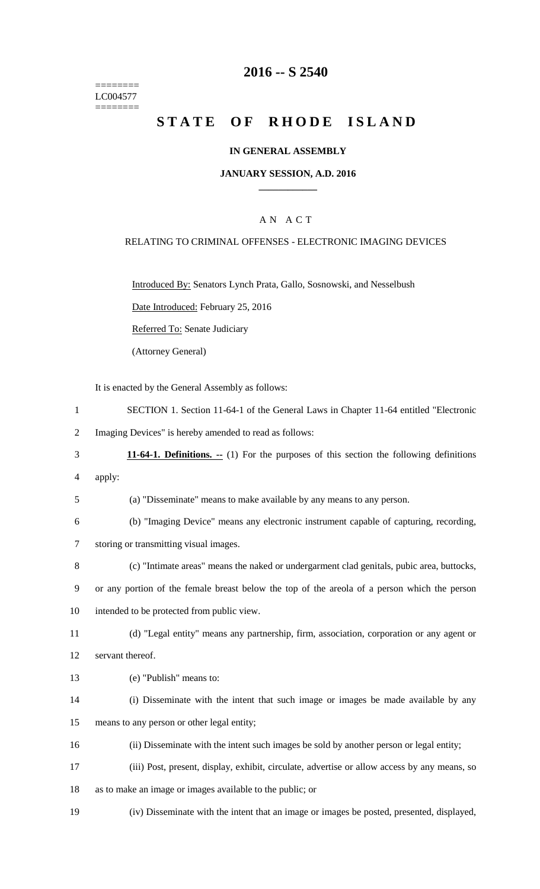========
LC004577
========

# 2016 -- S 2540

# STATE OF RHODE ISLAND

## IN GENERAL ASSEMBLY

### JANUARY SESSION, A.D. 2016

---

### A N A C T

RELATING TO CRIMINAL OFFENSES - ELECTRONIC IMAGING DEVICES

Introduced By: Senators Lynch Prata, Gallo, Sosnowski, and Nesselbush

Date Introduced: February 25, 2016

Referred To: Senate Judiciary

(Attorney General)

It is enacted by the General Assembly as follows:

1 SECTION 1. Section 11-64-1 of the General Laws in Chapter 11-64 entitled "Electronic
2 Imaging Devices" is hereby amended to read as follows:

3 **11-64-1. Definitions. --** (1) For the purposes of this section the following definitions
4 apply:

5 (a) "Disseminate" means to make available by any means to any person.

6 (b) "Imaging Device" means any electronic instrument capable of capturing, recording,
7 storing or transmitting visual images.

8 (c) "Intimate areas" means the naked or undergarment clad genitals, pubic area, buttocks,
9 or any portion of the female breast below the top of the areola of a person which the person
10 intended to be protected from public view.

11 (d) "Legal entity" means any partnership, firm, association, corporation or any agent or
12 servant thereof.

13 (e) "Publish" means to:

14 (i) Disseminate with the intent that such image or images be made available by any
15 means to any person or other legal entity;

16 (ii) Disseminate with the intent such images be sold by another person or legal entity;

17 (iii) Post, present, display, exhibit, circulate, advertise or allow access by any means, so
18 as to make an image or images available to the public; or

19 (iv) Disseminate with the intent that an image or images be posted, presented, displayed,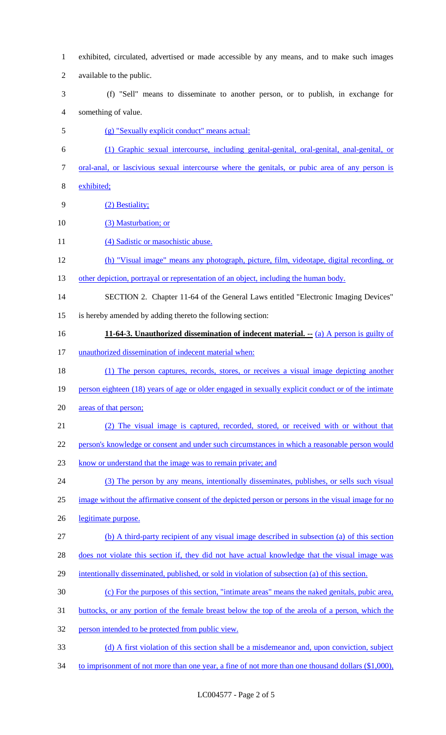exhibited, circulated, advertised or made accessible by any means, and to make such images available to the public.

(f) "Sell" means to disseminate to another person, or to publish, in exchange for something of value.

(g) "Sexually explicit conduct" means actual:

(1) Graphic sexual intercourse, including genital-genital, oral-genital, anal-genital, or oral-anal, or lascivious sexual intercourse where the genitals, or pubic area of any person is exhibited;

(2) Bestiality;

(3) Masturbation; or

(4) Sadistic or masochistic abuse.

(h) "Visual image" means any photograph, picture, film, videotape, digital recording, or other depiction, portrayal or representation of an object, including the human body.

SECTION 2. Chapter 11-64 of the General Laws entitled "Electronic Imaging Devices" is hereby amended by adding thereto the following section:

**11-64-3. Unauthorized dissemination of indecent material. --** (a) A person is guilty of unauthorized dissemination of indecent material when:

(1) The person captures, records, stores, or receives a visual image depicting another person eighteen (18) years of age or older engaged in sexually explicit conduct or of the intimate areas of that person;

(2) The visual image is captured, recorded, stored, or received with or without that person's knowledge or consent and under such circumstances in which a reasonable person would know or understand that the image was to remain private; and

(3) The person by any means, intentionally disseminates, publishes, or sells such visual image without the affirmative consent of the depicted person or persons in the visual image for no legitimate purpose.

(b) A third-party recipient of any visual image described in subsection (a) of this section does not violate this section if, they did not have actual knowledge that the visual image was intentionally disseminated, published, or sold in violation of subsection (a) of this section.

(c) For the purposes of this section, "intimate areas" means the naked genitals, pubic area, buttocks, or any portion of the female breast below the top of the areola of a person, which the person intended to be protected from public view.

(d) A first violation of this section shall be a misdemeanor and, upon conviction, subject to imprisonment of not more than one year, a fine of not more than one thousand dollars ($1,000),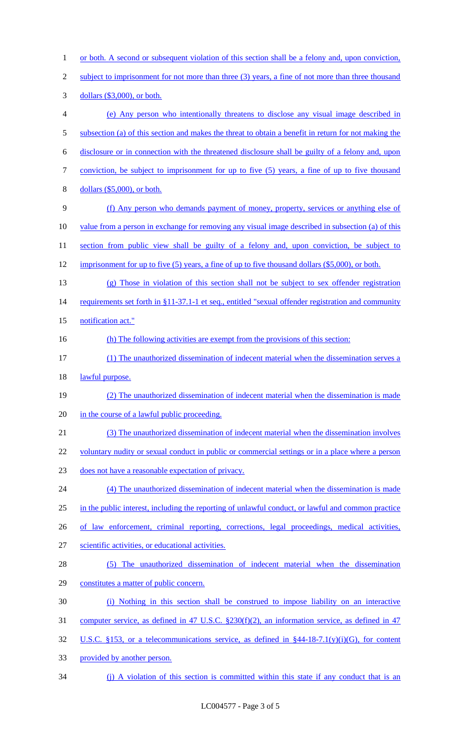or both. A second or subsequent violation of this section shall be a felony and, upon conviction, subject to imprisonment for not more than three (3) years, a fine of not more than three thousand dollars ($3,000), or both.

(e) Any person who intentionally threatens to disclose any visual image described in subsection (a) of this section and makes the threat to obtain a benefit in return for not making the disclosure or in connection with the threatened disclosure shall be guilty of a felony and, upon conviction, be subject to imprisonment for up to five (5) years, a fine of up to five thousand dollars ($5,000), or both.

(f) Any person who demands payment of money, property, services or anything else of value from a person in exchange for removing any visual image described in subsection (a) of this section from public view shall be guilty of a felony and, upon conviction, be subject to imprisonment for up to five (5) years, a fine of up to five thousand dollars ($5,000), or both.

(g) Those in violation of this section shall not be subject to sex offender registration requirements set forth in §11-37.1-1 et seq., entitled "sexual offender registration and community notification act."

(h) The following activities are exempt from the provisions of this section:

(1) The unauthorized dissemination of indecent material when the dissemination serves a lawful purpose.

(2) The unauthorized dissemination of indecent material when the dissemination is made in the course of a lawful public proceeding.

(3) The unauthorized dissemination of indecent material when the dissemination involves voluntary nudity or sexual conduct in public or commercial settings or in a place where a person does not have a reasonable expectation of privacy.

(4) The unauthorized dissemination of indecent material when the dissemination is made in the public interest, including the reporting of unlawful conduct, or lawful and common practice of law enforcement, criminal reporting, corrections, legal proceedings, medical activities, scientific activities, or educational activities.

(5) The unauthorized dissemination of indecent material when the dissemination constitutes a matter of public concern.

(i) Nothing in this section shall be construed to impose liability on an interactive computer service, as defined in 47 U.S.C. §230(f)(2), an information service, as defined in 47 U.S.C. §153, or a telecommunications service, as defined in §44-18-7.1(y)(i)(G), for content provided by another person.

(j) A violation of this section is committed within this state if any conduct that is an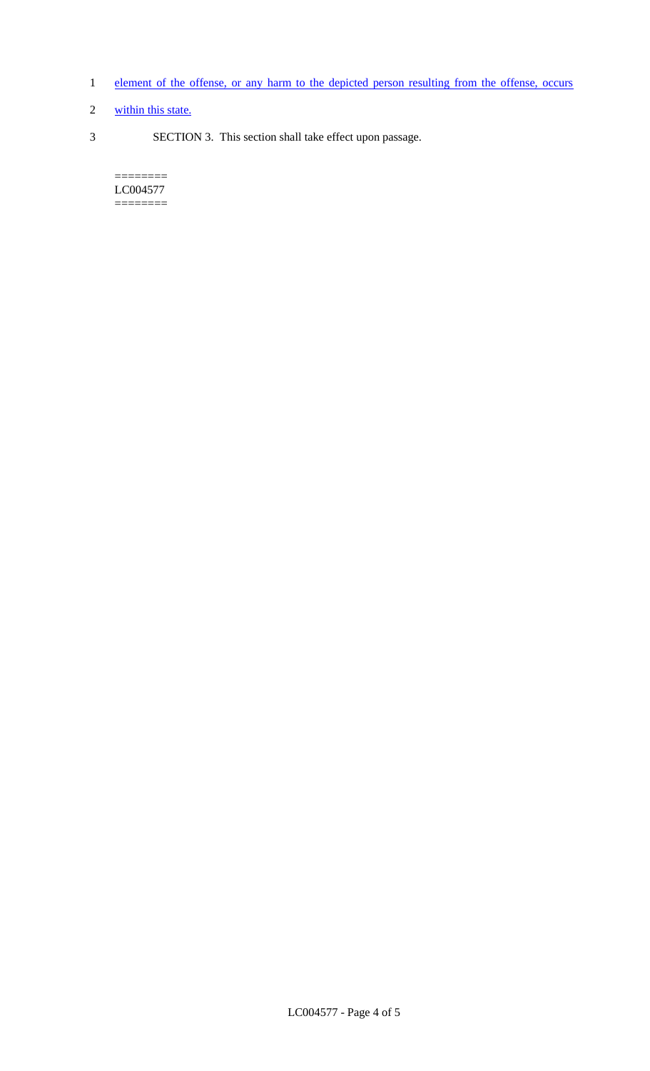element of the offense, or any harm to the depicted person resulting from the offense, occurs within this state.

SECTION 3. This section shall take effect upon passage.

========
LC004577
========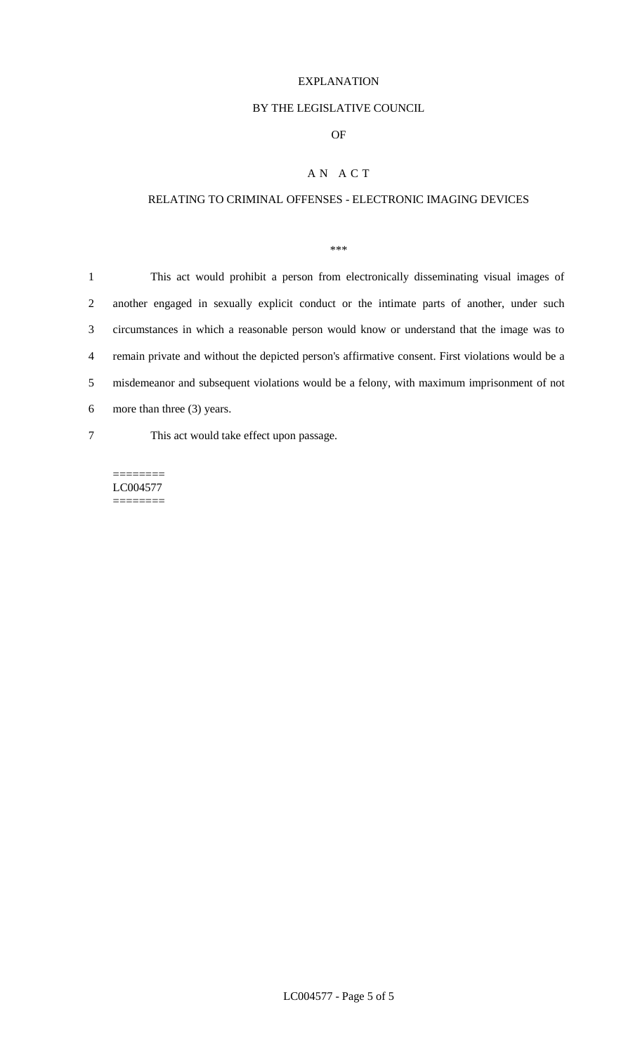EXPLANATION

BY THE LEGISLATIVE COUNCIL

OF

A N A C T

RELATING TO CRIMINAL OFFENSES - ELECTRONIC IMAGING DEVICES

\*\*\*

1 This act would prohibit a person from electronically disseminating visual images of
2 another engaged in sexually explicit conduct or the intimate parts of another, under such
3 circumstances in which a reasonable person would know or understand that the image was to
4 remain private and without the depicted person's affirmative consent. First violations would be a
5 misdemeanor and subsequent violations would be a felony, with maximum imprisonment of not
6 more than three (3) years.

7 This act would take effect upon passage.

========
LC004577
========